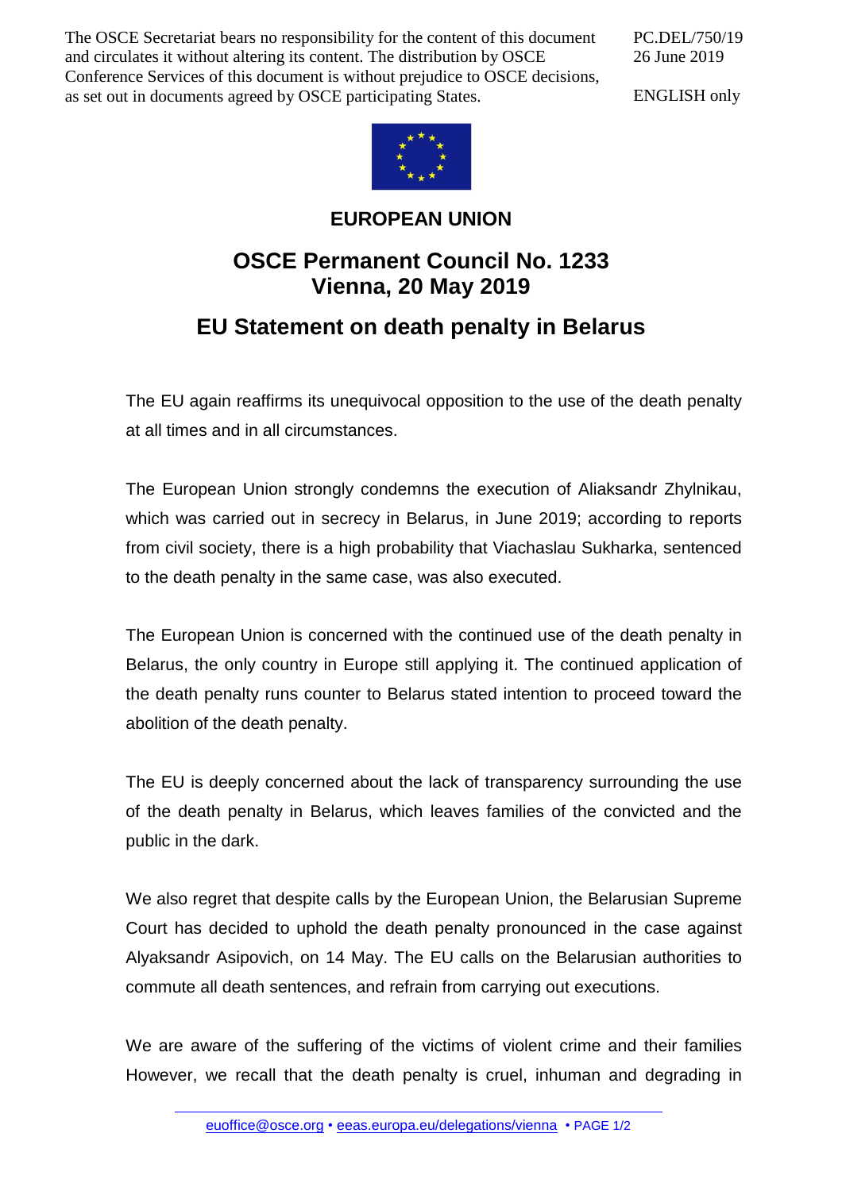The OSCE Secretariat bears no responsibility for the content of this document and circulates it without altering its content. The distribution by OSCE Conference Services of this document is without prejudice to OSCE decisions, as set out in documents agreed by OSCE participating States.

PC.DEL/750/19
26 June 2019

ENGLISH only

**EUROPEAN UNION**

# OSCE Permanent Council No. 1233
# Vienna, 20 May 2019

## EU Statement on death penalty in Belarus

The EU again reaffirms its unequivocal opposition to the use of the death penalty at all times and in all circumstances.

The European Union strongly condemns the execution of Aliaksandr Zhylnikau, which was carried out in secrecy in Belarus, in June 2019; according to reports from civil society, there is a high probability that Viachaslau Sukharka, sentenced to the death penalty in the same case, was also executed.

The European Union is concerned with the continued use of the death penalty in Belarus, the only country in Europe still applying it. The continued application of the death penalty runs counter to Belarus stated intention to proceed toward the abolition of the death penalty.

The EU is deeply concerned about the lack of transparency surrounding the use of the death penalty in Belarus, which leaves families of the convicted and the public in the dark.

We also regret that despite calls by the European Union, the Belarusian Supreme Court has decided to uphold the death penalty pronounced in the case against Alyaksandr Asipovich, on 14 May. The EU calls on the Belarusian authorities to commute all death sentences, and refrain from carrying out executions.

We are aware of the suffering of the victims of violent crime and their families However, we recall that the death penalty is cruel, inhuman and degrading in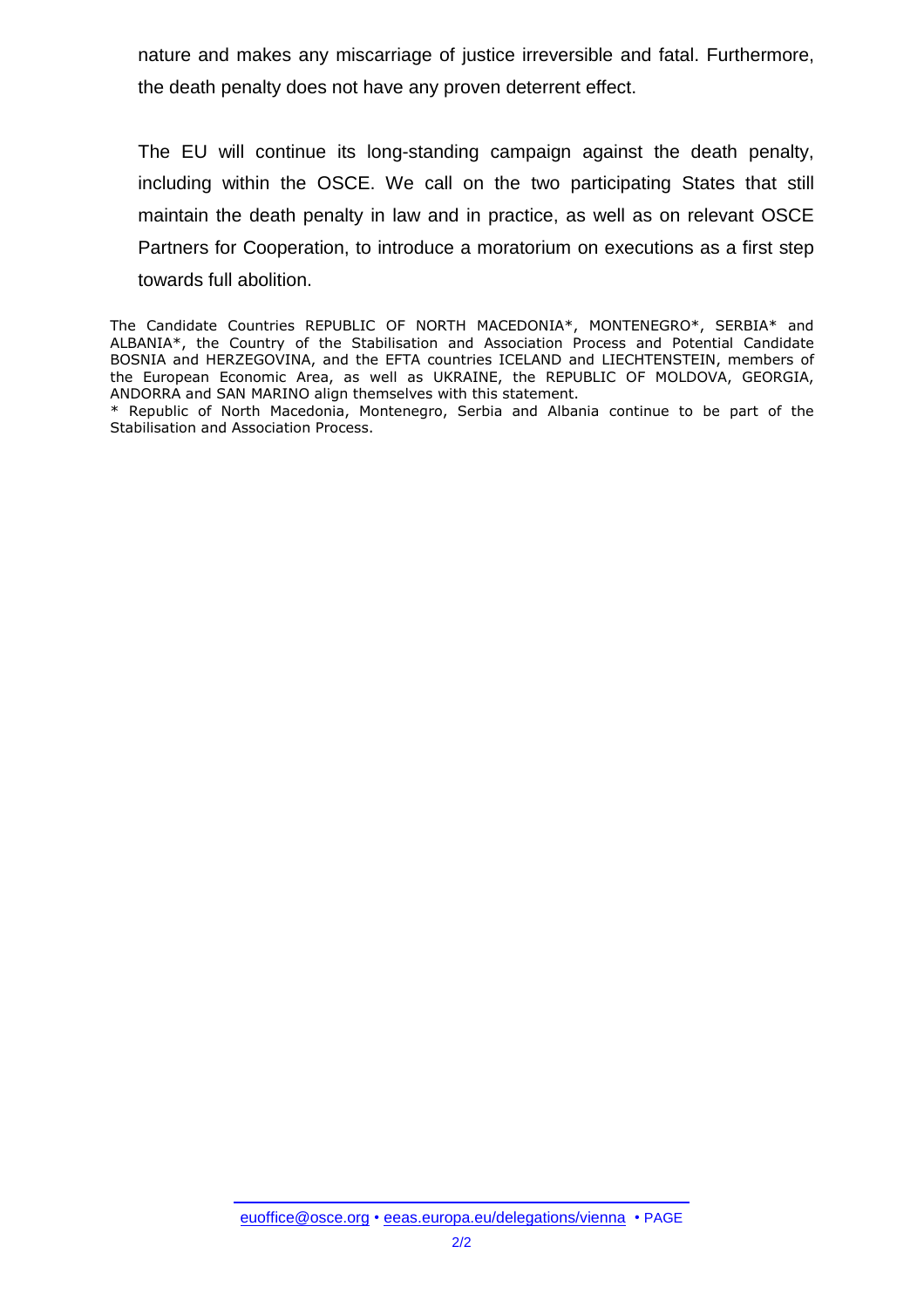nature and makes any miscarriage of justice irreversible and fatal. Furthermore, the death penalty does not have any proven deterrent effect.

The EU will continue its long-standing campaign against the death penalty, including within the OSCE. We call on the two participating States that still maintain the death penalty in law and in practice, as well as on relevant OSCE Partners for Cooperation, to introduce a moratorium on executions as a first step towards full abolition.

The Candidate Countries REPUBLIC OF NORTH MACEDONIA*, MONTENEGRO*, SERBIA* and ALBANIA*, the Country of the Stabilisation and Association Process and Potential Candidate BOSNIA and HERZEGOVINA, and the EFTA countries ICELAND and LIECHTENSTEIN, members of the European Economic Area, as well as UKRAINE, the REPUBLIC OF MOLDOVA, GEORGIA, ANDORRA and SAN MARINO align themselves with this statement.

* Republic of North Macedonia, Montenegro, Serbia and Albania continue to be part of the Stabilisation and Association Process.

euoffice@osce.org • eeas.europa.eu/delegations/vienna